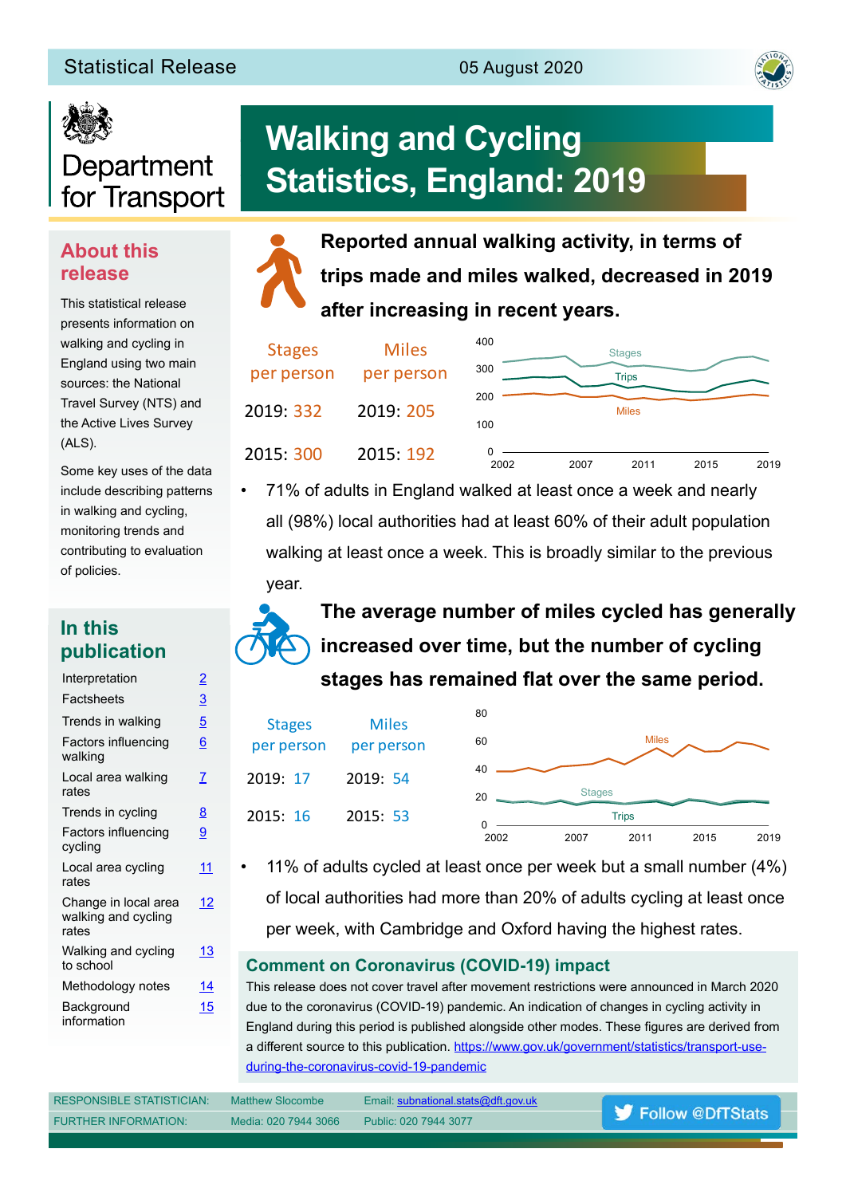Statistical Release 05 August 2020

Department for Transport

# Walking and Cycling Statistics, England: 2019

## About this release

This statistical release presents information on walking and cycling in England using two main sources: the National Travel Survey (NTS) and the Active Lives Survey (ALS).

Some key uses of the data include describing patterns in walking and cycling, monitoring trends and contributing to evaluation of policies.

## In this publication

| | |
|---|---|
| Interpretation | 2 |
| Factsheets | 3 |
| Trends in walking | 5 |
| Factors influencing walking | 6 |
| Local area walking rates | 7 |
| Trends in cycling | 8 |
| Factors influencing cycling | 9 |
| Local area cycling rates | 11 |
| Change in local area walking and cycling rates | 12 |
| Walking and cycling to school | 13 |
| Methodology notes | 14 |
| Background information | 15 |

**Reported annual walking activity, in terms of trips made and miles walked, decreased in 2019 after increasing in recent years.**

| | Stages per person | Miles per person |
|---|---|---|
| 2019 | 332 | 205 |
| 2015 | 300 | 192 |

- 71% of adults in England walked at least once a week and nearly all (98%) local authorities had at least 60% of their adult population walking at least once a week. This is broadly similar to the previous year.

**The average number of miles cycled has generally increased over time, but the number of cycling stages has remained flat over the same period.**

| | Stages per person | Miles per person |
|---|---|---|
| 2019 | 17 | 54 |
| 2015 | 16 | 53 |

- 11% of adults cycled at least once per week but a small number (4%) of local authorities had more than 20% of adults cycling at least once per week, with Cambridge and Oxford having the highest rates.

### Comment on Coronavirus (COVID-19) impact

This release does not cover travel after movement restrictions were announced in March 2020 due to the coronavirus (COVID-19) pandemic. An indication of changes in cycling activity in England during this period is published alongside other modes. These figures are derived from a different source to this publication. https://www.gov.uk/government/statistics/transport-use-during-the-coronavirus-covid-19-pandemic

| | | |
|---|---|---|
| RESPONSIBLE STATISTICIAN: | Matthew Slocombe | Email: subnational.stats@dft.gov.uk |
| FURTHER INFORMATION: | Media: 020 7944 3066 | Public: 020 7944 3077 |

Follow @DfTStats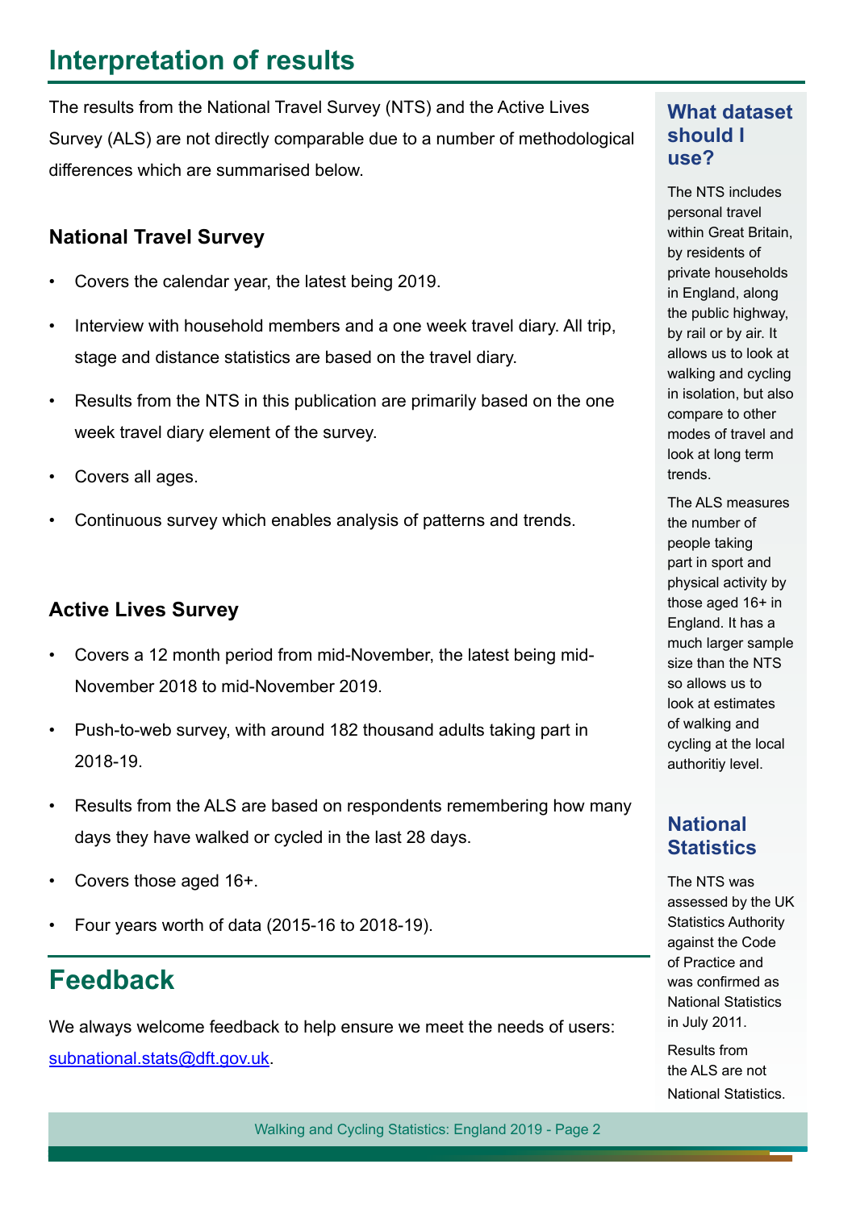# Interpretation of results

The results from the National Travel Survey (NTS) and the Active Lives Survey (ALS) are not directly comparable due to a number of methodological differences which are summarised below.

### National Travel Survey

- Covers the calendar year, the latest being 2019.
- Interview with household members and a one week travel diary. All trip, stage and distance statistics are based on the travel diary.
- Results from the NTS in this publication are primarily based on the one week travel diary element of the survey.
- Covers all ages.
- Continuous survey which enables analysis of patterns and trends.

### Active Lives Survey

- Covers a 12 month period from mid-November, the latest being mid-November 2018 to mid-November 2019.
- Push-to-web survey, with around 182 thousand adults taking part in 2018-19.
- Results from the ALS are based on respondents remembering how many days they have walked or cycled in the last 28 days.
- Covers those aged 16+.
- Four years worth of data (2015-16 to 2018-19).

## What dataset should I use?

The NTS includes personal travel within Great Britain, by residents of private households in England, along the public highway, by rail or by air. It allows us to look at walking and cycling in isolation, but also compare to other modes of travel and look at long term trends.

The ALS measures the number of people taking part in sport and physical activity by those aged 16+ in England. It has a much larger sample size than the NTS so allows us to look at estimates of walking and cycling at the local authoritiy level.

## National Statistics

The NTS was assessed by the UK Statistics Authority against the Code of Practice and was confirmed as National Statistics in July 2011.

Results from the ALS are not National Statistics.

# Feedback

We always welcome feedback to help ensure we meet the needs of users: subnational.stats@dft.gov.uk.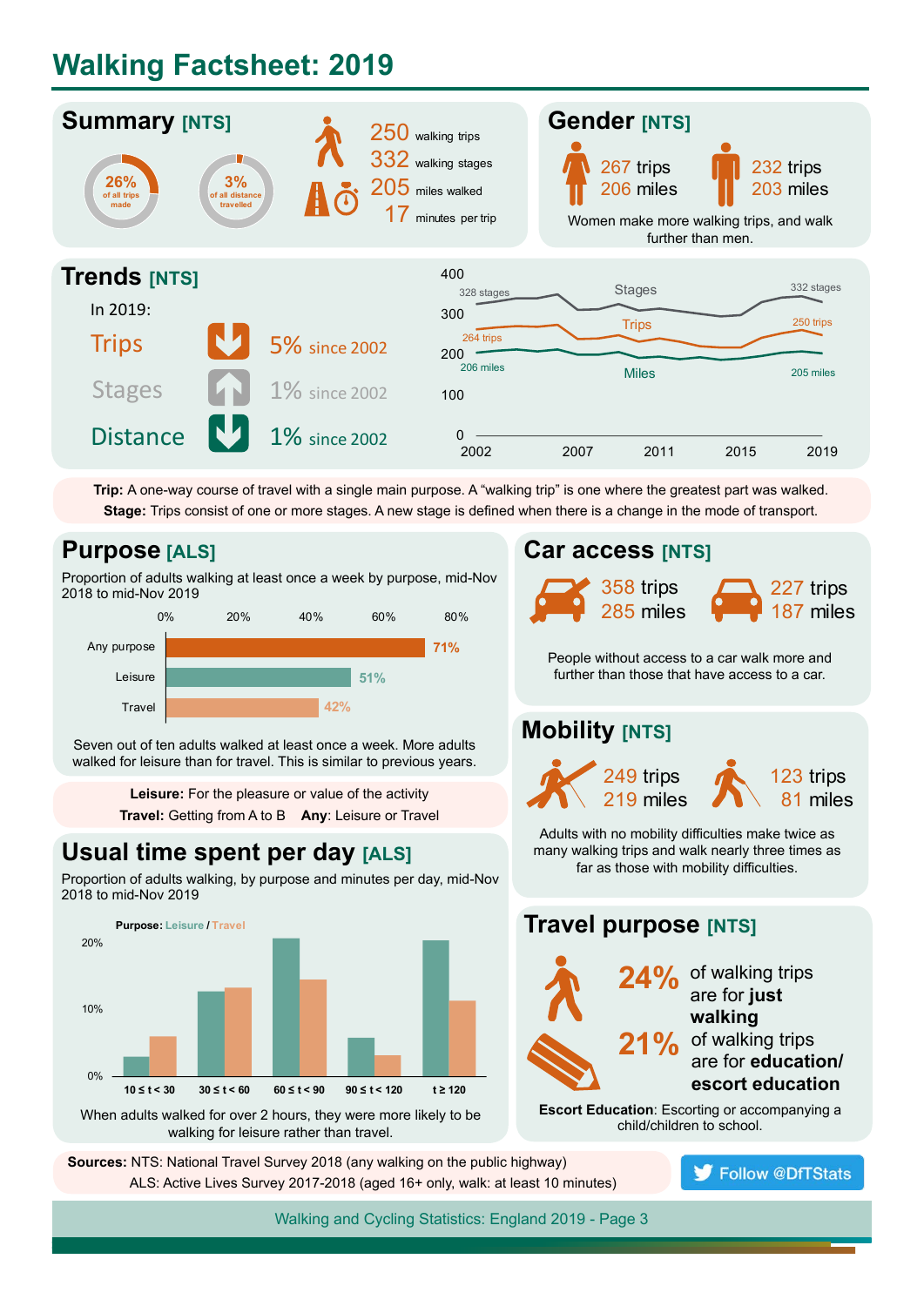# Walking Factsheet: 2019

## Summary [NTS]

26% of all trips made

3% of all distance travelled

250 walking trips

332 walking stages

205 miles walked

17 minutes per trip

## Gender [NTS]

267 trips, 206 miles

232 trips, 203 miles

Women make more walking trips, and walk further than men.

## Trends [NTS]

In 2019:

| | | |
|---|---|---|
| Trips | ↓ | 5% since 2002 |
| Stages | ↑ | 1% since 2002 |
| Distance | ↓ | 1% since 2002 |

Stages: 328 stages (2002), 332 stages (2019)

Trips: 264 trips (2002), 250 trips (2019)

Miles: 206 miles (2002), 205 miles (2019)

**Trip:** A one-way course of travel with a single main purpose. A "walking trip" is one where the greatest part was walked.
**Stage:** Trips consist of one or more stages. A new stage is defined when there is a change in the mode of transport.

## Purpose [ALS]

Proportion of adults walking at least once a week by purpose, mid-Nov 2018 to mid-Nov 2019

| Purpose | % |
|---|---|
| Any purpose | 71% |
| Leisure | 51% |
| Travel | 42% |

Seven out of ten adults walked at least once a week. More adults walked for leisure than for travel. This is similar to previous years.

**Leisure:** For the pleasure or value of the activity
**Travel:** Getting from A to B **Any**: Leisure or Travel

## Car access [NTS]

358 trips, 285 miles (without car access)

227 trips, 187 miles (with car access)

People without access to a car walk more and further than those that have access to a car.

## Mobility [NTS]

249 trips, 219 miles

123 trips, 81 miles

Adults with no mobility difficulties make twice as many walking trips and walk nearly three times as far as those with mobility difficulties.

## Usual time spent per day [ALS]

Proportion of adults walking, by purpose and minutes per day, mid-Nov 2018 to mid-Nov 2019

Purpose: Leisure / Travel

Categories: $10 \le t < 30$, $30 \le t < 60$, $60 \le t < 90$, $90 \le t < 120$, $t \ge 120$

When adults walked for over 2 hours, they were more likely to be walking for leisure rather than travel.

## Travel purpose [NTS]

**24%** of walking trips are for **just walking**

**21%** of walking trips are for **education/ escort education**

**Escort Education**: Escorting or accompanying a child/children to school.

**Sources:** NTS: National Travel Survey 2018 (any walking on the public highway)
ALS: Active Lives Survey 2017-2018 (aged 16+ only, walk: at least 10 minutes)

Follow @DfTStats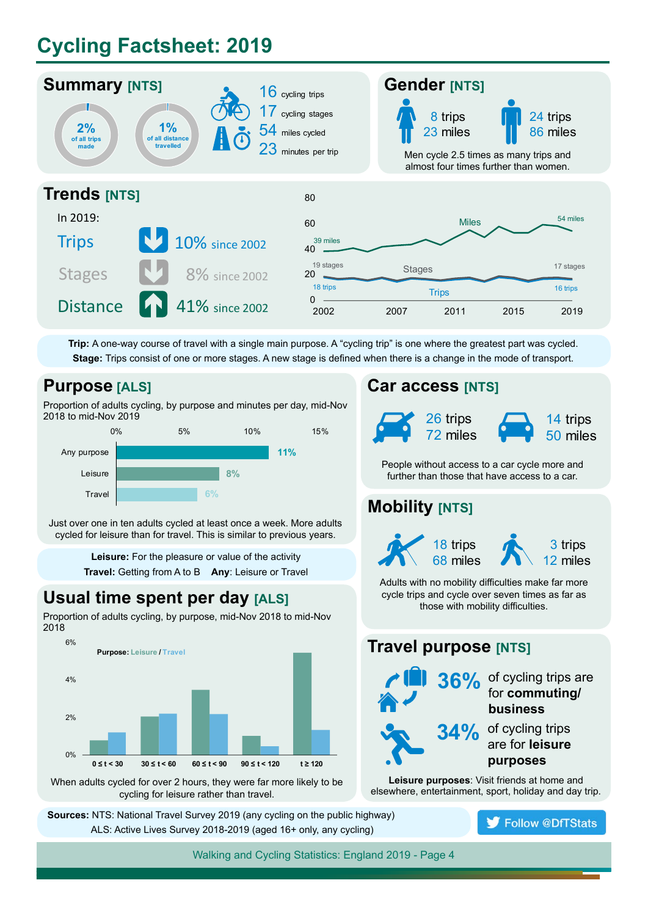# Cycling Factsheet: 2019

## Summary [NTS]

2% of all trips made

1% of all distance travelled

16 cycling trips

17 cycling stages

54 miles cycled

23 minutes per trip

## Gender [NTS]

8 trips
23 miles

24 trips
86 miles

Men cycle 2.5 times as many trips and almost four times further than women.

## Trends [NTS]

In 2019:

| | | |
|---|---|---|
| Trips | ↓ | 10% since 2002 |
| Stages | ↓ | 8% since 2002 |
| Distance | ↑ | 41% since 2002 |

Miles: 39 miles (2002) → 54 miles (2019)

Stages: 19 stages (2002) → 17 stages (2019)

Trips: 18 trips (2002) → 16 trips (2019)

**Trip:** A one-way course of travel with a single main purpose. A "cycling trip" is one where the greatest part was cycled.
**Stage:** Trips consist of one or more stages. A new stage is defined when there is a change in the mode of transport.

## Purpose [ALS]

Proportion of adults cycling, by purpose and minutes per day, mid-Nov 2018 to mid-Nov 2019

| Purpose | Proportion |
|---|---|
| Any purpose | 11% |
| Leisure | 8% |
| Travel | 6% |

Just over one in ten adults cycled at least once a week. More adults cycled for leisure than for travel. This is similar to previous years.

**Leisure:** For the pleasure or value of the activity
**Travel:** Getting from A to B **Any**: Leisure or Travel

## Usual time spent per day [ALS]

Proportion of adults cycling, by purpose, mid-Nov 2018 to mid-Nov 2018

Purpose: Leisure / Travel

Time categories: $0 \le t < 30$, $30 \le t < 60$, $60 \le t < 90$, $90 \le t < 120$, $t \ge 120$

When adults cycled for over 2 hours, they were far more likely to be cycling for leisure rather than travel.

## Car access [NTS]

26 trips
72 miles

14 trips
50 miles

People without access to a car cycle more and further than those that have access to a car.

## Mobility [NTS]

18 trips
68 miles

3 trips
12 miles

Adults with no mobility difficulties make far more cycle trips and cycle over seven times as far as those with mobility difficulties.

## Travel purpose [NTS]

**36%** of cycling trips are for **commuting/ business**

**34%** of cycling trips are for **leisure purposes**

**Leisure purposes**: Visit friends at home and elsewhere, entertainment, sport, holiday and day trip.

**Sources:** NTS: National Travel Survey 2019 (any cycling on the public highway)
ALS: Active Lives Survey 2018-2019 (aged 16+ only, any cycling)

Follow @DfTStats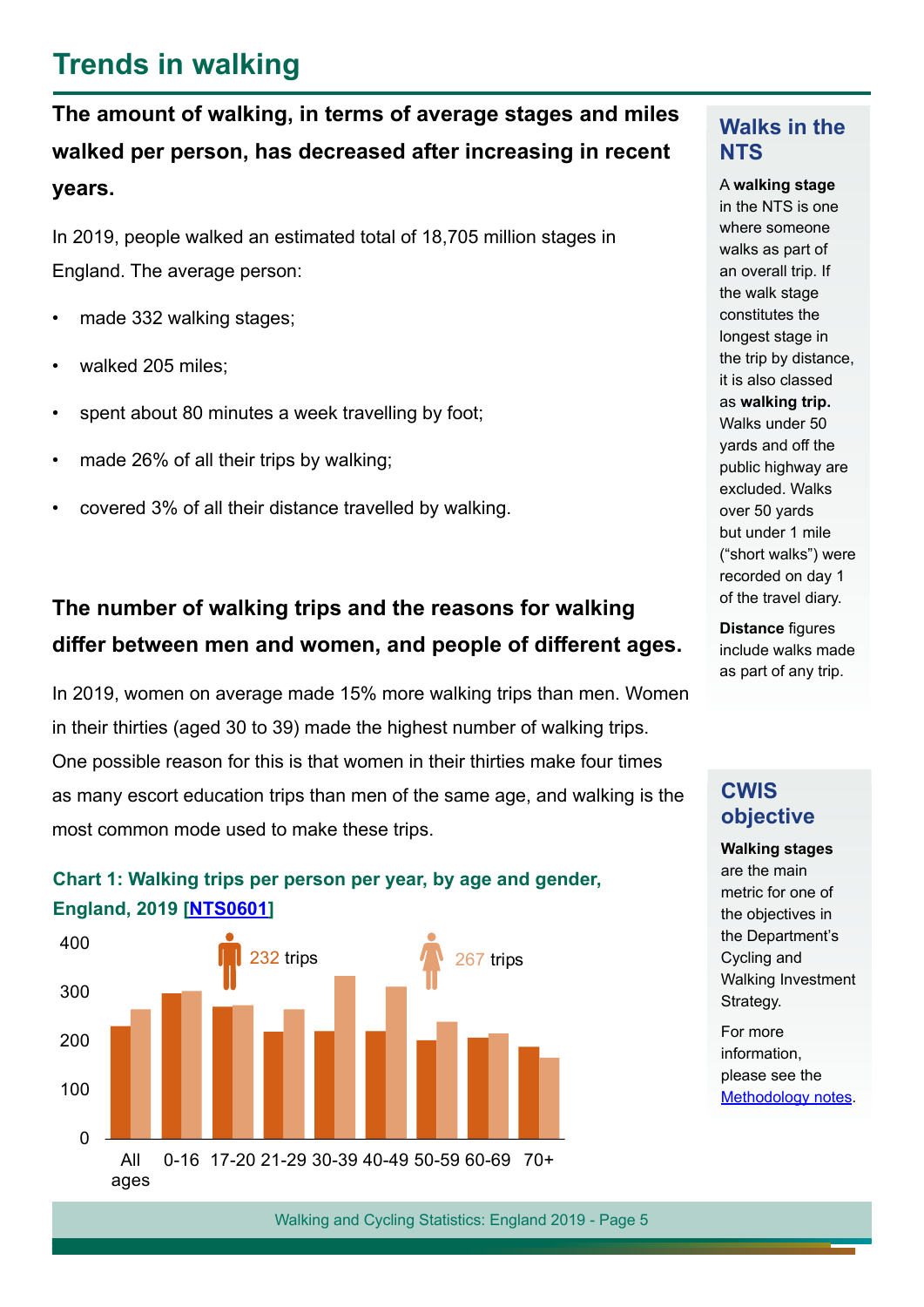# Trends in walking

**The amount of walking, in terms of average stages and miles walked per person, has decreased after increasing in recent years.**

In 2019, people walked an estimated total of 18,705 million stages in England. The average person:

- made 332 walking stages;
- walked 205 miles;
- spent about 80 minutes a week travelling by foot;
- made 26% of all their trips by walking;
- covered 3% of all their distance travelled by walking.

**The number of walking trips and the reasons for walking differ between men and women, and people of different ages.**

In 2019, women on average made 15% more walking trips than men. Women in their thirties (aged 30 to 39) made the highest number of walking trips. One possible reason for this is that women in their thirties make four times as many escort education trips than men of the same age, and walking is the most common mode used to make these trips.

**Chart 1: Walking trips per person per year, by age and gender, England, 2019 [NTS0601]**

Men: 232 trips; Women: 267 trips

## Walks in the NTS

A **walking stage** in the NTS is one where someone walks as part of an overall trip. If the walk stage constitutes the longest stage in the trip by distance, it is also classed as **walking trip.** Walks under 50 yards and off the public highway are excluded. Walks over 50 yards but under 1 mile ("short walks") were recorded on day 1 of the travel diary.

**Distance** figures include walks made as part of any trip.

## CWIS objective

**Walking stages** are the main metric for one of the objectives in the Department's Cycling and Walking Investment Strategy.

For more information, please see the Methodology notes.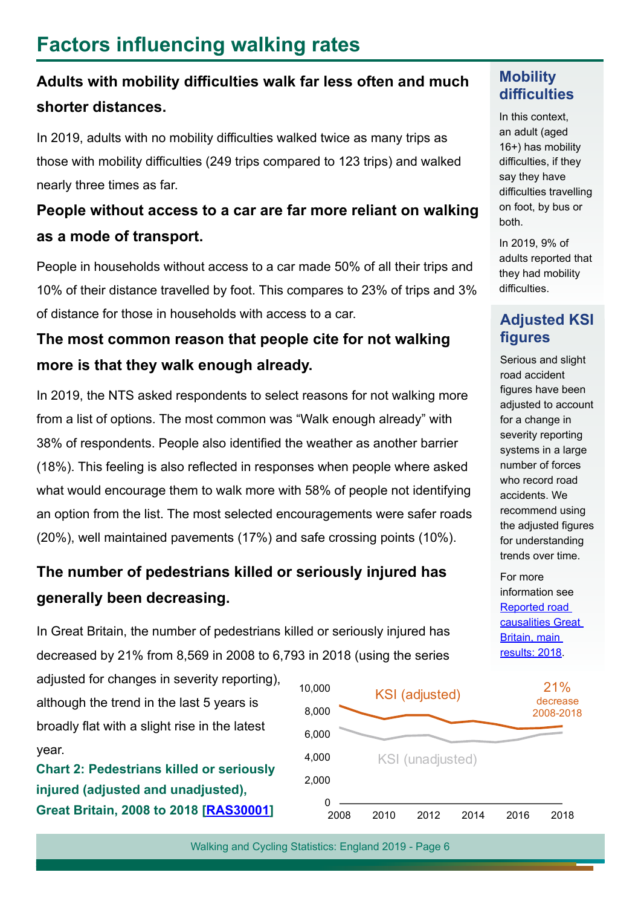# Factors influencing walking rates

**Adults with mobility difficulties walk far less often and much shorter distances.**

In 2019, adults with no mobility difficulties walked twice as many trips as those with mobility difficulties (249 trips compared to 123 trips) and walked nearly three times as far.

**People without access to a car are far more reliant on walking as a mode of transport.**

People in households without access to a car made 50% of all their trips and 10% of their distance travelled by foot. This compares to 23% of trips and 3% of distance for those in households with access to a car.

**The most common reason that people cite for not walking more is that they walk enough already.**

In 2019, the NTS asked respondents to select reasons for not walking more from a list of options. The most common was "Walk enough already" with 38% of respondents. People also identified the weather as another barrier (18%). This feeling is also reflected in responses when people where asked what would encourage them to walk more with 58% of people not identifying an option from the list. The most selected encouragements were safer roads (20%), well maintained pavements (17%) and safe crossing points (10%).

**The number of pedestrians killed or seriously injured has generally been decreasing.**

In Great Britain, the number of pedestrians killed or seriously injured has decreased by 21% from 8,569 in 2008 to 6,793 in 2018 (using the series adjusted for changes in severity reporting), although the trend in the last 5 years is broadly flat with a slight rise in the latest year.

**Chart 2: Pedestrians killed or seriously injured (adjusted and unadjusted), Great Britain, 2008 to 2018 [RAS30001]**

### Mobility difficulties

In this context, an adult (aged 16+) has mobility difficulties, if they say they have difficulties travelling on foot, by bus or both.

In 2019, 9% of adults reported that they had mobility difficulties.

### Adjusted KSI figures

Serious and slight road accident figures have been adjusted to account for a change in severity reporting systems in a large number of forces who record road accidents. We recommend using the adjusted figures for understanding trends over time.

For more information see [Reported road causalities Great Britain, main results: 2018].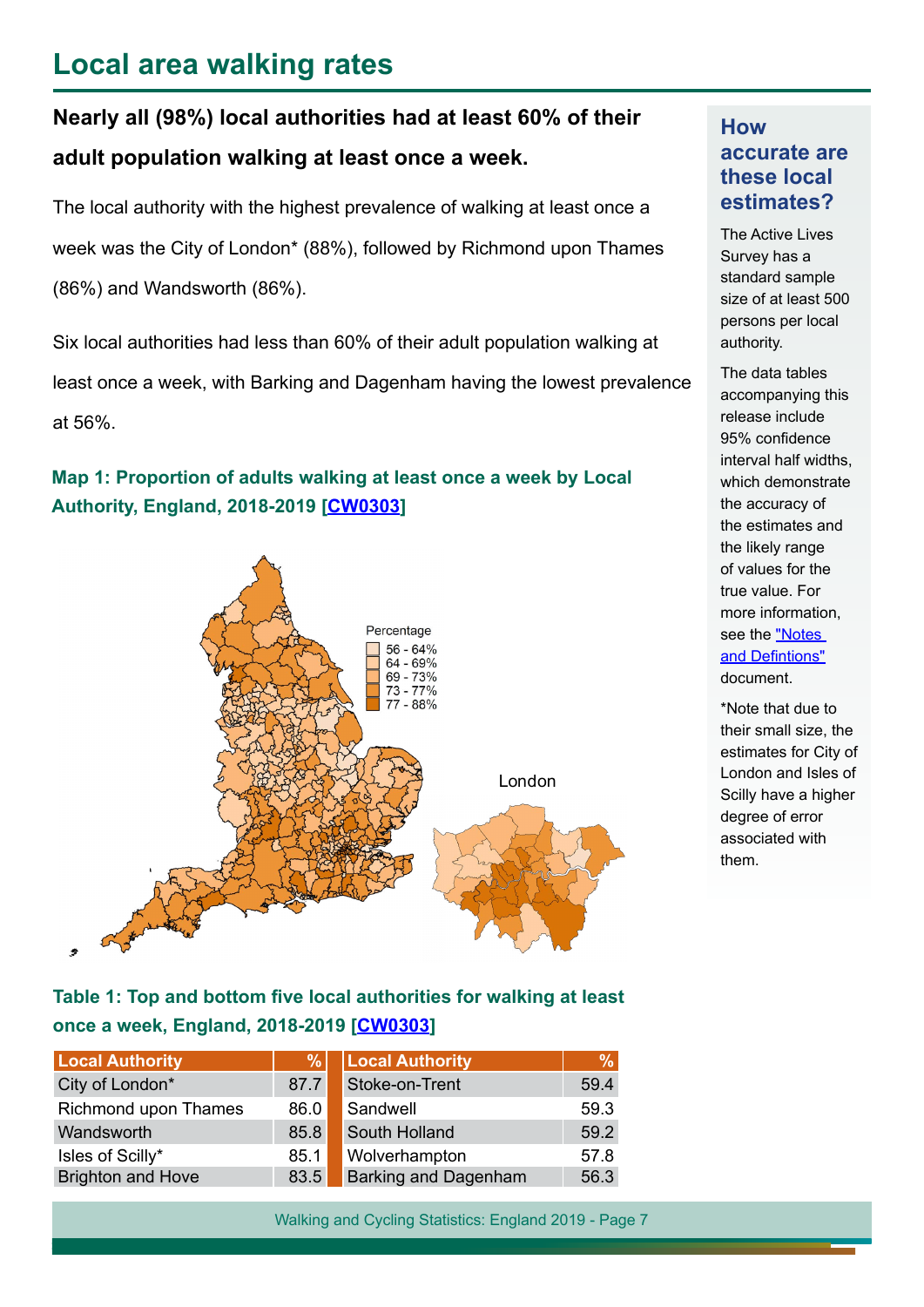# Local area walking rates

**Nearly all (98%) local authorities had at least 60% of their adult population walking at least once a week.**

The local authority with the highest prevalence of walking at least once a week was the City of London* (88%), followed by Richmond upon Thames (86%) and Wandsworth (86%).

Six local authorities had less than 60% of their adult population walking at least once a week, with Barking and Dagenham having the lowest prevalence at 56%.

### Map 1: Proportion of adults walking at least once a week by Local Authority, England, 2018-2019 [CW0303]

Percentage
- 56 - 64%
- 64 - 69%
- 69 - 73%
- 73 - 77%
- 77 - 88%

London

### Table 1: Top and bottom five local authorities for walking at least once a week, England, 2018-2019 [CW0303]

| Local Authority | % | Local Authority | % |
|---|---|---|---|
| City of London* | 87.7 | Stoke-on-Trent | 59.4 |
| Richmond upon Thames | 86.0 | Sandwell | 59.3 |
| Wandsworth | 85.8 | South Holland | 59.2 |
| Isles of Scilly* | 85.1 | Wolverhampton | 57.8 |
| Brighton and Hove | 83.5 | Barking and Dagenham | 56.3 |

## How accurate are these local estimates?

The Active Lives Survey has a standard sample size of at least 500 persons per local authority.

The data tables accompanying this release include 95% confidence interval half widths, which demonstrate the accuracy of the estimates and the likely range of values for the true value. For more information, see the "Notes and Defintions" document.

*Note that due to their small size, the estimates for City of London and Isles of Scilly have a higher degree of error associated with them.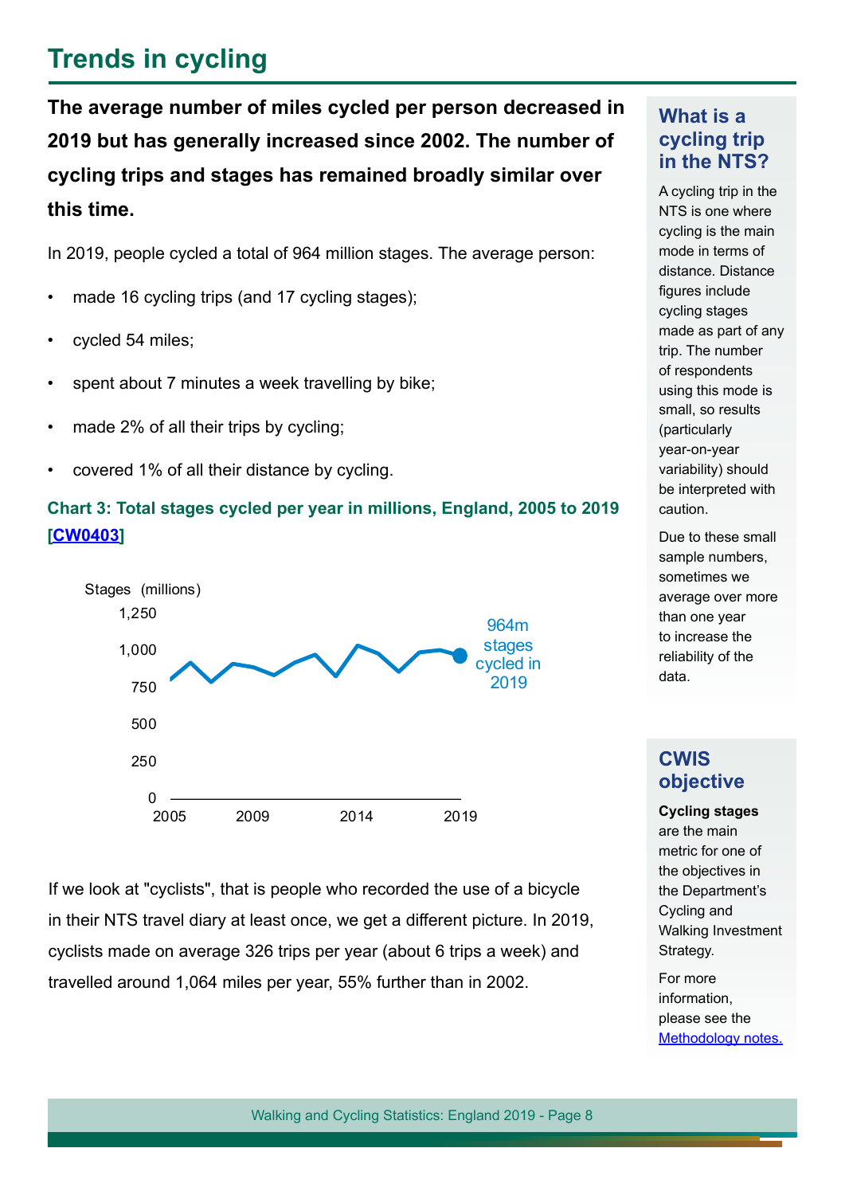# Trends in cycling

**The average number of miles cycled per person decreased in 2019 but has generally increased since 2002. The number of cycling trips and stages has remained broadly similar over this time.**

In 2019, people cycled a total of 964 million stages. The average person:

- made 16 cycling trips (and 17 cycling stages);
- cycled 54 miles;
- spent about 7 minutes a week travelling by bike;
- made 2% of all their trips by cycling;
- covered 1% of all their distance by cycling.

**Chart 3: Total stages cycled per year in millions, England, 2005 to 2019 [CW0403]**

Stages (millions)

1,250
1,000
750
500
250
0

2005 2009 2014 2019

964m stages cycled in 2019

If we look at "cyclists", that is people who recorded the use of a bicycle in their NTS travel diary at least once, we get a different picture. In 2019, cyclists made on average 326 trips per year (about 6 trips a week) and travelled around 1,064 miles per year, 55% further than in 2002.

## What is a cycling trip in the NTS?

A cycling trip in the NTS is one where cycling is the main mode in terms of distance. Distance figures include cycling stages made as part of any trip. The number of respondents using this mode is small, so results (particularly year-on-year variability) should be interpreted with caution.

Due to these small sample numbers, sometimes we average over more than one year to increase the reliability of the data.

## CWIS objective

**Cycling stages** are the main metric for one of the objectives in the Department's Cycling and Walking Investment Strategy.

For more information, please see the Methodology notes.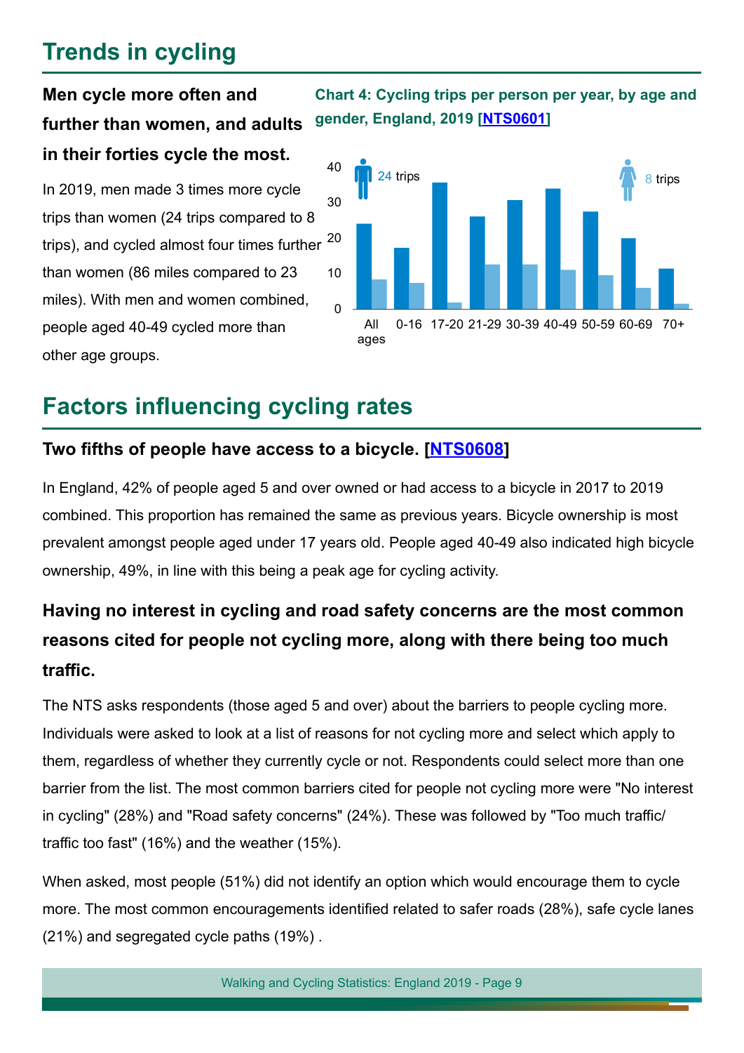## Trends in cycling

### Men cycle more often and further than women, and adults in their forties cycle the most.

In 2019, men made 3 times more cycle trips than women (24 trips compared to 8 trips), and cycled almost four times further than women (86 miles compared to 23 miles). With men and women combined, people aged 40-49 cycled more than other age groups.

**Chart 4: Cycling trips per person per year, by age and gender, England, 2019 [NTS0601]**

## Factors influencing cycling rates

### Two fifths of people have access to a bicycle. [NTS0608]

In England, 42% of people aged 5 and over owned or had access to a bicycle in 2017 to 2019 combined. This proportion has remained the same as previous years. Bicycle ownership is most prevalent amongst people aged under 17 years old. People aged 40-49 also indicated high bicycle ownership, 49%, in line with this being a peak age for cycling activity.

### Having no interest in cycling and road safety concerns are the most common reasons cited for people not cycling more, along with there being too much traffic.

The NTS asks respondents (those aged 5 and over) about the barriers to people cycling more. Individuals were asked to look at a list of reasons for not cycling more and select which apply to them, regardless of whether they currently cycle or not. Respondents could select more than one barrier from the list. The most common barriers cited for people not cycling more were "No interest in cycling" (28%) and "Road safety concerns" (24%). These was followed by "Too much traffic/ traffic too fast" (16%) and the weather (15%).

When asked, most people (51%) did not identify an option which would encourage them to cycle more. The most common encouragements identified related to safer roads (28%), safe cycle lanes (21%) and segregated cycle paths (19%) .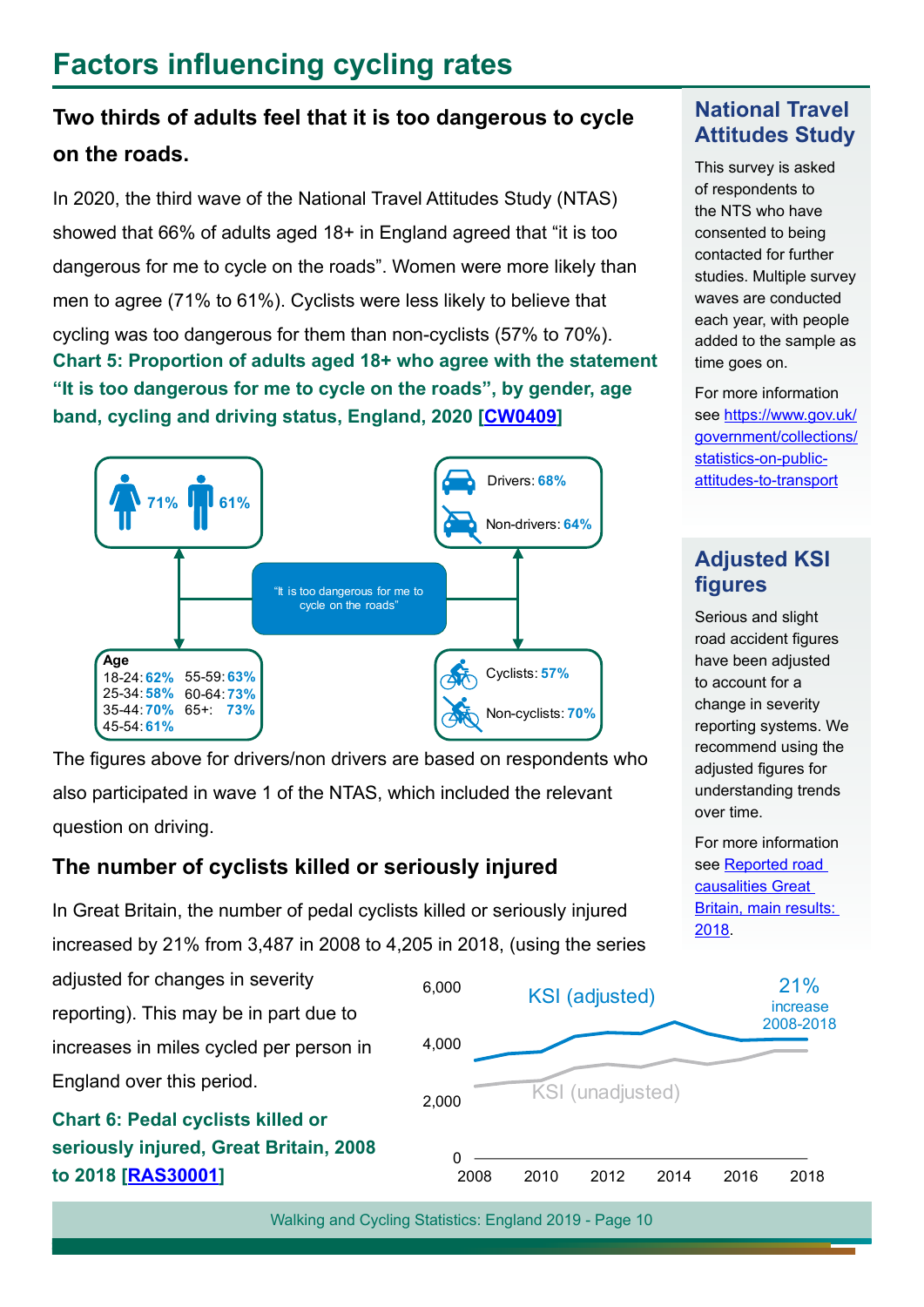# Factors influencing cycling rates

**Two thirds of adults feel that it is too dangerous to cycle on the roads.**

In 2020, the third wave of the National Travel Attitudes Study (NTAS) showed that 66% of adults aged 18+ in England agreed that "it is too dangerous for me to cycle on the roads". Women were more likely than men to agree (71% to 61%). Cyclists were less likely to believe that cycling was too dangerous for them than non-cyclists (57% to 70%).

**Chart 5: Proportion of adults aged 18+ who agree with the statement "It is too dangerous for me to cycle on the roads", by gender, age band, cycling and driving status, England, 2020 [[CW0409]]**

"It is too dangerous for me to cycle on the roads"

- Women: 71%, Men: 61%
- Drivers: 68%
- Non-drivers: 64%
- Cyclists: 57%
- Non-cyclists: 70%

| Age | | Age | |
|---|---|---|---|
| 18-24: | 62% | 55-59: | 63% |
| 25-34: | 58% | 60-64: | 73% |
| 35-44: | 70% | 65+: | 73% |
| 45-54: | 61% | | |

The figures above for drivers/non drivers are based on respondents who also participated in wave 1 of the NTAS, which included the relevant question on driving.

## The number of cyclists killed or seriously injured

In Great Britain, the number of pedal cyclists killed or seriously injured increased by 21% from 3,487 in 2008 to 4,205 in 2018, (using the series adjusted for changes in severity reporting). This may be in part due to increases in miles cycled per person in England over this period.

**Chart 6: Pedal cyclists killed or seriously injured, Great Britain, 2008 to 2018 [[RAS30001]]**

KSI (adjusted) — 21% increase 2008-2018

KSI (unadjusted)

### National Travel Attitudes Study

This survey is asked of respondents to the NTS who have consented to being contacted for further studies. Multiple survey waves are conducted each year, with people added to the sample as time goes on.

For more information see https://www.gov.uk/government/collections/statistics-on-public-attitudes-to-transport

### Adjusted KSI figures

Serious and slight road accident figures have been adjusted to account for a change in severity reporting systems. We recommend using the adjusted figures for understanding trends over time.

For more information see Reported road causalities Great Britain, main results: 2018.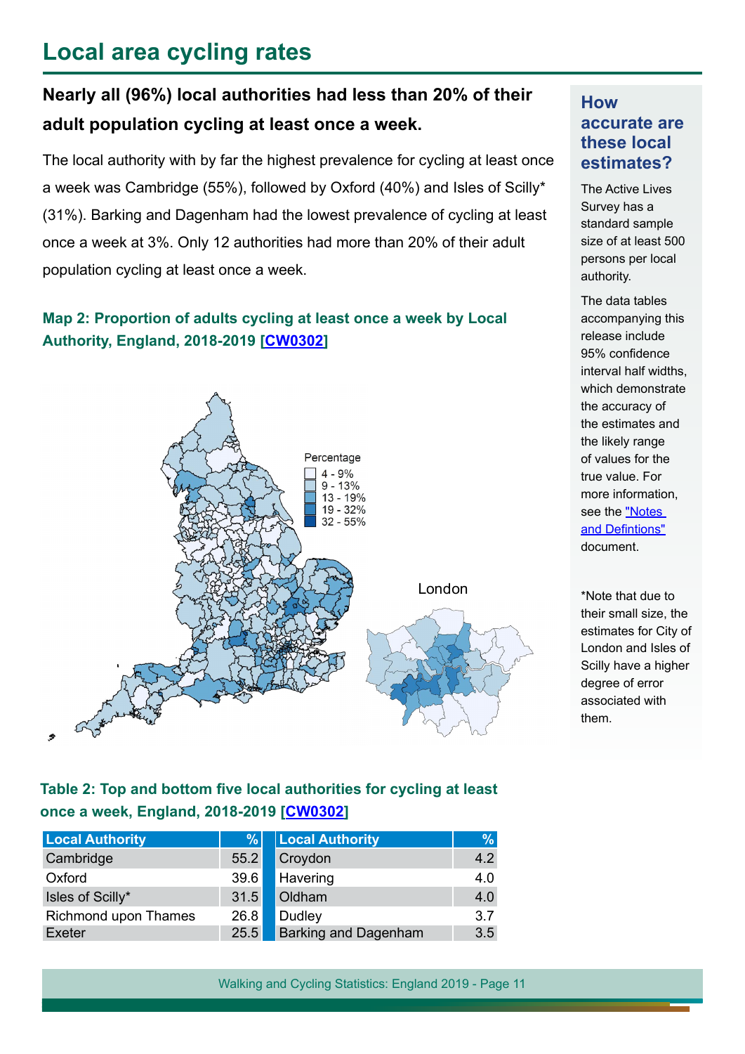# Local area cycling rates

**Nearly all (96%) local authorities had less than 20% of their adult population cycling at least once a week.**

The local authority with by far the highest prevalence for cycling at least once a week was Cambridge (55%), followed by Oxford (40%) and Isles of Scilly* (31%). Barking and Dagenham had the lowest prevalence of cycling at least once a week at 3%. Only 12 authorities had more than 20% of their adult population cycling at least once a week.

**Map 2: Proportion of adults cycling at least once a week by Local Authority, England, 2018-2019 [CW0302]**

Percentage
- 4 - 9%
- 9 - 13%
- 13 - 19%
- 19 - 32%
- 32 - 55%

London

**Table 2: Top and bottom five local authorities for cycling at least once a week, England, 2018-2019 [CW0302]**

| Local Authority | % | Local Authority | % |
|---|---|---|---|
| Cambridge | 55.2 | Croydon | 4.2 |
| Oxford | 39.6 | Havering | 4.0 |
| Isles of Scilly* | 31.5 | Oldham | 4.0 |
| Richmond upon Thames | 26.8 | Dudley | 3.7 |
| Exeter | 25.5 | Barking and Dagenham | 3.5 |

## How accurate are these local estimates?

The Active Lives Survey has a standard sample size of at least 500 persons per local authority.

The data tables accompanying this release include 95% confidence interval half widths, which demonstrate the accuracy of the estimates and the likely range of values for the true value. For more information, see the "Notes and Defintions" document.

*Note that due to their small size, the estimates for City of London and Isles of Scilly have a higher degree of error associated with them.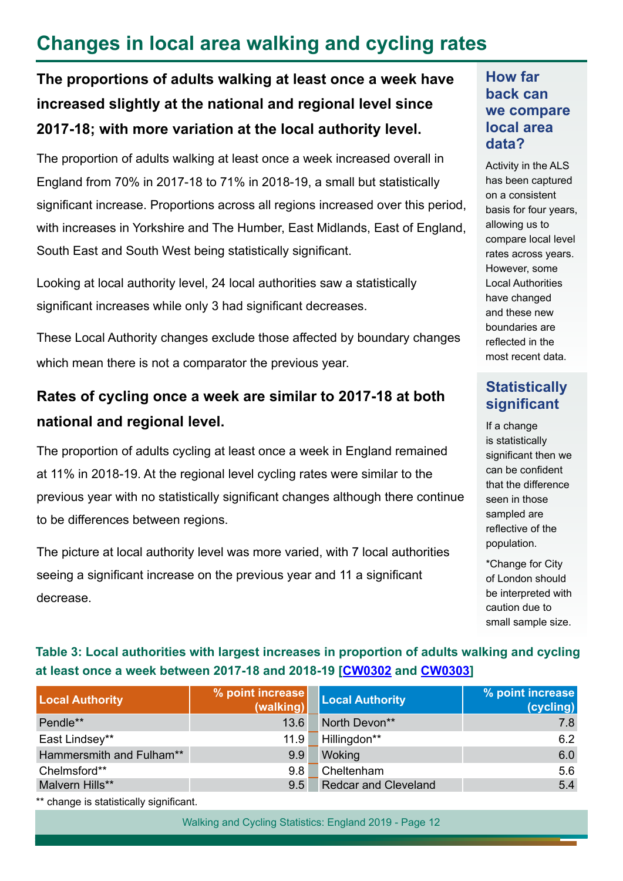# Changes in local area walking and cycling rates

**The proportions of adults walking at least once a week have increased slightly at the national and regional level since 2017-18; with more variation at the local authority level.**

The proportion of adults walking at least once a week increased overall in England from 70% in 2017-18 to 71% in 2018-19, a small but statistically significant increase. Proportions across all regions increased over this period, with increases in Yorkshire and The Humber, East Midlands, East of England, South East and South West being statistically significant.

Looking at local authority level, 24 local authorities saw a statistically significant increases while only 3 had significant decreases.

These Local Authority changes exclude those affected by boundary changes which mean there is not a comparator the previous year.

**Rates of cycling once a week are similar to 2017-18 at both national and regional level.**

The proportion of adults cycling at least once a week in England remained at 11% in 2018-19. At the regional level cycling rates were similar to the previous year with no statistically significant changes although there continue to be differences between regions.

The picture at local authority level was more varied, with 7 local authorities seeing a significant increase on the previous year and 11 a significant decrease.

### How far back can we compare local area data?

Activity in the ALS has been captured on a consistent basis for four years, allowing us to compare local level rates across years. However, some Local Authorities have changed and these new boundaries are reflected in the most recent data.

### Statistically significant

If a change is statistically significant then we can be confident that the difference seen in those sampled are reflective of the population.

*Change for City of London should be interpreted with caution due to small sample size.

**Table 3: Local authorities with largest increases in proportion of adults walking and cycling at least once a week between 2017-18 and 2018-19 [CW0302 and CW0303]**

| Local Authority | % point increase (walking) | Local Authority | % point increase (cycling) |
|---|---|---|---|
| Pendle** | 13.6 | North Devon** | 7.8 |
| East Lindsey** | 11.9 | Hillingdon** | 6.2 |
| Hammersmith and Fulham** | 9.9 | Woking | 6.0 |
| Chelmsford** | 9.8 | Cheltenham | 5.6 |
| Malvern Hills** | 9.5 | Redcar and Cleveland | 5.4 |

** change is statistically significant.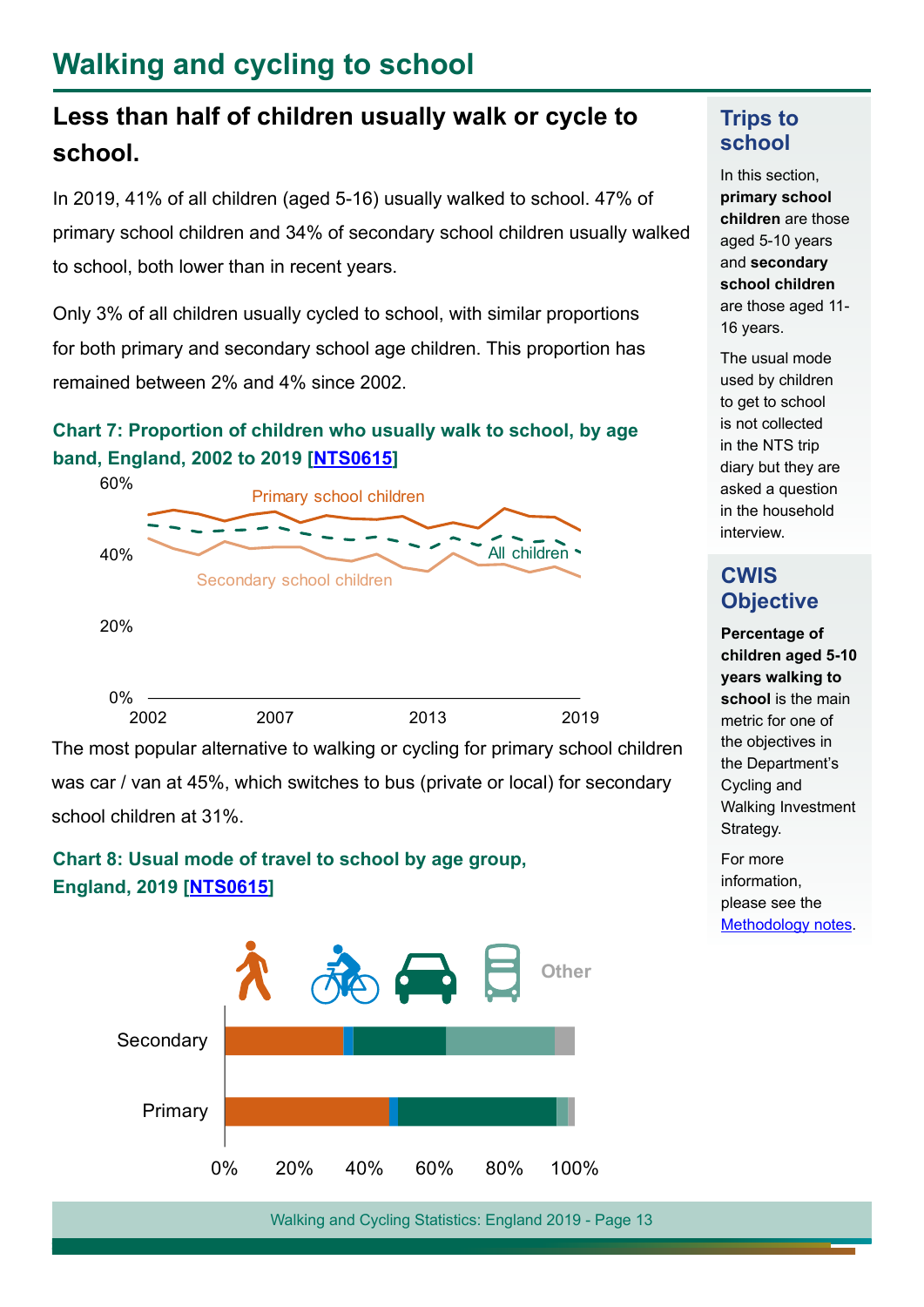# Walking and cycling to school

## Less than half of children usually walk or cycle to school.

In 2019, 41% of all children (aged 5-16) usually walked to school. 47% of primary school children and 34% of secondary school children usually walked to school, both lower than in recent years.

Only 3% of all children usually cycled to school, with similar proportions for both primary and secondary school age children. This proportion has remained between 2% and 4% since 2002.

### Chart 7: Proportion of children who usually walk to school, by age band, England, 2002 to 2019 [NTS0615]

60%
Primary school children
40%
All children
Secondary school children
20%
0%
2002 2007 2013 2019

The most popular alternative to walking or cycling for primary school children was car / van at 45%, which switches to bus (private or local) for secondary school children at 31%.

### Chart 8: Usual mode of travel to school by age group, England, 2019 [NTS0615]

Other

Secondary

Primary

0% 20% 40% 60% 80% 100%

### Trips to school

In this section, **primary school children** are those aged 5-10 years and **secondary school children** are those aged 11-16 years.

The usual mode used by children to get to school is not collected in the NTS trip diary but they are asked a question in the household interview.

### CWIS Objective

**Percentage of children aged 5-10 years walking to school** is the main metric for one of the objectives in the Department's Cycling and Walking Investment Strategy.

For more information, please see the Methodology notes.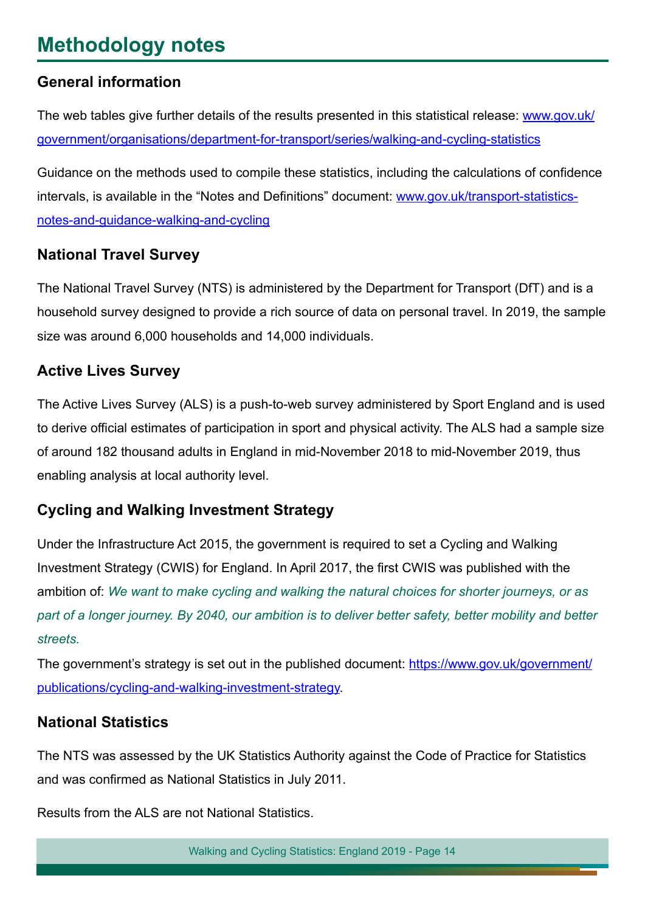# Methodology notes

## General information

The web tables give further details of the results presented in this statistical release: www.gov.uk/government/organisations/department-for-transport/series/walking-and-cycling-statistics

Guidance on the methods used to compile these statistics, including the calculations of confidence intervals, is available in the “Notes and Definitions” document: www.gov.uk/transport-statistics-notes-and-guidance-walking-and-cycling

## National Travel Survey

The National Travel Survey (NTS) is administered by the Department for Transport (DfT) and is a household survey designed to provide a rich source of data on personal travel. In 2019, the sample size was around 6,000 households and 14,000 individuals.

## Active Lives Survey

The Active Lives Survey (ALS) is a push-to-web survey administered by Sport England and is used to derive official estimates of participation in sport and physical activity. The ALS had a sample size of around 182 thousand adults in England in mid-November 2018 to mid-November 2019, thus enabling analysis at local authority level.

## Cycling and Walking Investment Strategy

Under the Infrastructure Act 2015, the government is required to set a Cycling and Walking Investment Strategy (CWIS) for England. In April 2017, the first CWIS was published with the ambition of: *We want to make cycling and walking the natural choices for shorter journeys, or as part of a longer journey. By 2040, our ambition is to deliver better safety, better mobility and better streets.*

The government’s strategy is set out in the published document: https://www.gov.uk/government/publications/cycling-and-walking-investment-strategy.

## National Statistics

The NTS was assessed by the UK Statistics Authority against the Code of Practice for Statistics and was confirmed as National Statistics in July 2011.

Results from the ALS are not National Statistics.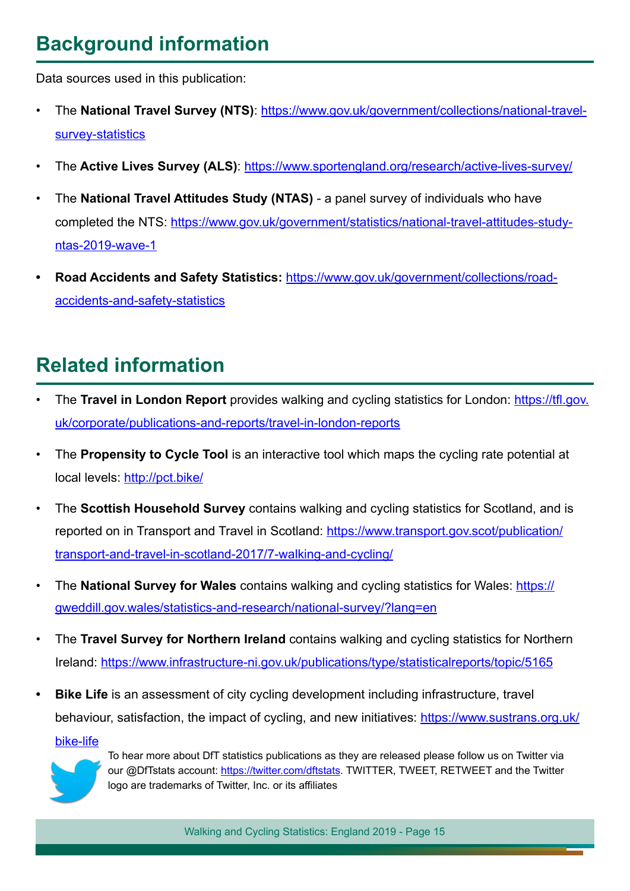## Background information

Data sources used in this publication:

- The **National Travel Survey (NTS)**: https://www.gov.uk/government/collections/national-travel-survey-statistics
- The **Active Lives Survey (ALS)**: https://www.sportengland.org/research/active-lives-survey/
- The **National Travel Attitudes Study (NTAS)** - a panel survey of individuals who have completed the NTS: https://www.gov.uk/government/statistics/national-travel-attitudes-study-ntas-2019-wave-1
- **Road Accidents and Safety Statistics:** https://www.gov.uk/government/collections/road-accidents-and-safety-statistics

## Related information

- The **Travel in London Report** provides walking and cycling statistics for London: https://tfl.gov.uk/corporate/publications-and-reports/travel-in-london-reports
- The **Propensity to Cycle Tool** is an interactive tool which maps the cycling rate potential at local levels: http://pct.bike/
- The **Scottish Household Survey** contains walking and cycling statistics for Scotland, and is reported on in Transport and Travel in Scotland: https://www.transport.gov.scot/publication/transport-and-travel-in-scotland-2017/7-walking-and-cycling/
- The **National Survey for Wales** contains walking and cycling statistics for Wales: https://gweddill.gov.wales/statistics-and-research/national-survey/?lang=en
- The **Travel Survey for Northern Ireland** contains walking and cycling statistics for Northern Ireland: https://www.infrastructure-ni.gov.uk/publications/type/statisticalreports/topic/5165
- **Bike Life** is an assessment of city cycling development including infrastructure, travel behaviour, satisfaction, the impact of cycling, and new initiatives: https://www.sustrans.org.uk/bike-life

To hear more about DfT statistics publications as they are released please follow us on Twitter via our @DfTstats account: https://twitter.com/dftstats. TWITTER, TWEET, RETWEET and the Twitter logo are trademarks of Twitter, Inc. or its affiliates